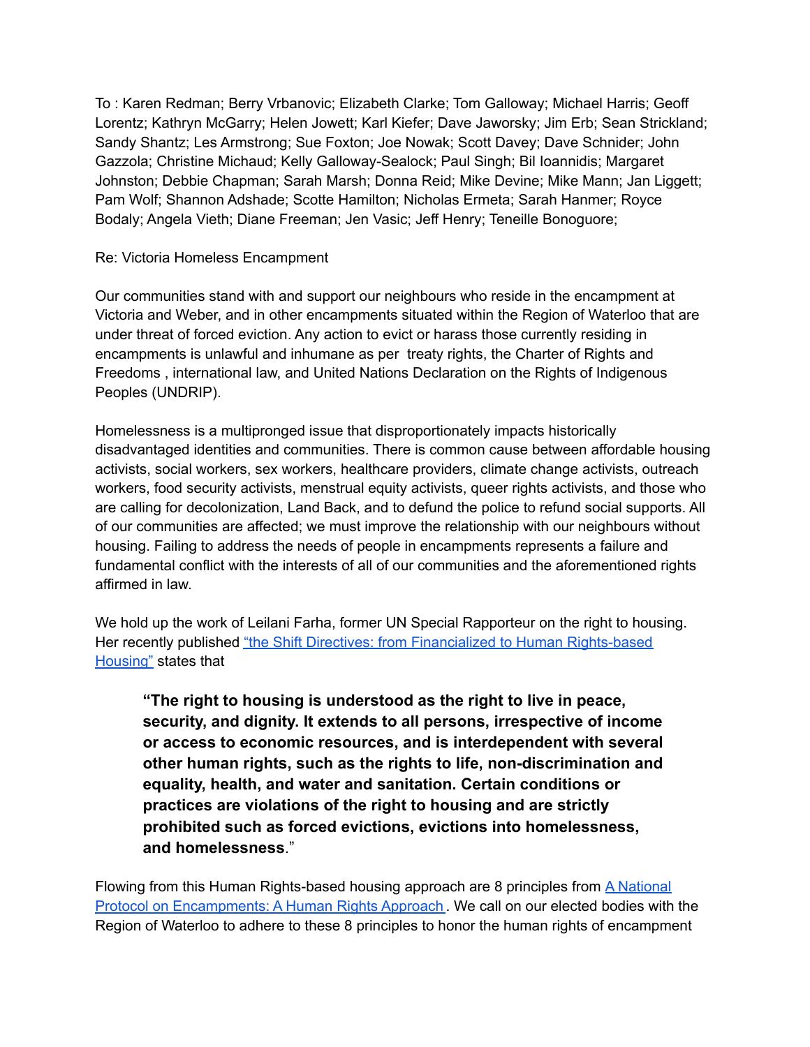To : Karen Redman; Berry Vrbanovic; Elizabeth Clarke; Tom Galloway; Michael Harris; Geoff Lorentz; Kathryn McGarry; Helen Jowett; Karl Kiefer; Dave Jaworsky; Jim Erb; Sean Strickland; Sandy Shantz; Les Armstrong; Sue Foxton; Joe Nowak; Scott Davey; Dave Schnider; John Gazzola; Christine Michaud; Kelly Galloway-Sealock; Paul Singh; Bil Ioannidis; Margaret Johnston; Debbie Chapman; Sarah Marsh; Donna Reid; Mike Devine; Mike Mann; Jan Liggett; Pam Wolf; Shannon Adshade; Scotte Hamilton; Nicholas Ermeta; Sarah Hanmer; Royce Bodaly; Angela Vieth; Diane Freeman; Jen Vasic; Jeff Henry; Teneille Bonoguore;

Re: Victoria Homeless Encampment

Our communities stand with and support our neighbours who reside in the encampment at Victoria and Weber, and in other encampments situated within the Region of Waterloo that are under threat of forced eviction. Any action to evict or harass those currently residing in encampments is unlawful and inhumane as per treaty rights, the Charter of Rights and Freedoms , international law, and United Nations Declaration on the Rights of Indigenous Peoples (UNDRIP).

Homelessness is a multipronged issue that disproportionately impacts historically disadvantaged identities and communities. There is common cause between affordable housing activists, social workers, sex workers, healthcare providers, climate change activists, outreach workers, food security activists, menstrual equity activists, queer rights activists, and those who are calling for decolonization, Land Back, and to defund the police to refund social supports. All of our communities are affected; we must improve the relationship with our neighbours without housing. Failing to address the needs of people in encampments represents a failure and fundamental conflict with the interests of all of our communities and the aforementioned rights affirmed in law.

We hold up the work of Leilani Farha, former UN Special Rapporteur on the right to housing. Her recently published "the Shift Directives: from Financialized to Human Rights-based Housing" states that

> **"The right to housing is understood as the right to live in peace, security, and dignity. It extends to all persons, irrespective of income or access to economic resources, and is interdependent with several other human rights, such as the rights to life, non-discrimination and equality, health, and water and sanitation. Certain conditions or practices are violations of the right to housing and are strictly prohibited such as forced evictions, evictions into homelessness, and homelessness.**"

Flowing from this Human Rights-based housing approach are 8 principles from A National Protocol on Encampments: A Human Rights Approach. We call on our elected bodies with the Region of Waterloo to adhere to these 8 principles to honor the human rights of encampment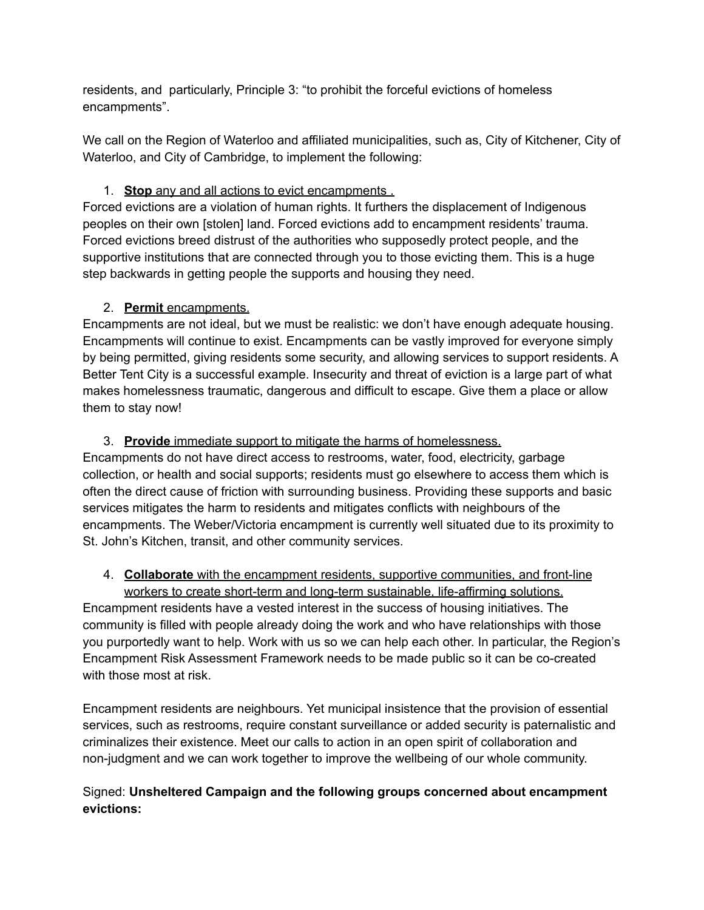residents, and particularly, Principle 3: “to prohibit the forceful evictions of homeless encampments”.

We call on the Region of Waterloo and affiliated municipalities, such as, City of Kitchener, City of Waterloo, and City of Cambridge, to implement the following:

1. **Stop** any and all actions to evict encampments .

Forced evictions are a violation of human rights. It furthers the displacement of Indigenous peoples on their own [stolen] land. Forced evictions add to encampment residents’ trauma. Forced evictions breed distrust of the authorities who supposedly protect people, and the supportive institutions that are connected through you to those evicting them. This is a huge step backwards in getting people the supports and housing they need.

2. **Permit** encampments.

Encampments are not ideal, but we must be realistic: we don’t have enough adequate housing. Encampments will continue to exist. Encampments can be vastly improved for everyone simply by being permitted, giving residents some security, and allowing services to support residents. A Better Tent City is a successful example. Insecurity and threat of eviction is a large part of what makes homelessness traumatic, dangerous and difficult to escape. Give them a place or allow them to stay now!

3. **Provide** immediate support to mitigate the harms of homelessness.

Encampments do not have direct access to restrooms, water, food, electricity, garbage collection, or health and social supports; residents must go elsewhere to access them which is often the direct cause of friction with surrounding business. Providing these supports and basic services mitigates the harm to residents and mitigates conflicts with neighbours of the encampments. The Weber/Victoria encampment is currently well situated due to its proximity to St. John’s Kitchen, transit, and other community services.

4. **Collaborate** with the encampment residents, supportive communities, and front-line workers to create short-term and long-term sustainable, life-affirming solutions.

Encampment residents have a vested interest in the success of housing initiatives. The community is filled with people already doing the work and who have relationships with those you purportedly want to help. Work with us so we can help each other. In particular, the Region’s Encampment Risk Assessment Framework needs to be made public so it can be co-created with those most at risk.

Encampment residents are neighbours. Yet municipal insistence that the provision of essential services, such as restrooms, require constant surveillance or added security is paternalistic and criminalizes their existence. Meet our calls to action in an open spirit of collaboration and non-judgment and we can work together to improve the wellbeing of our whole community.

Signed: **Unsheltered Campaign and the following groups concerned about encampment evictions:**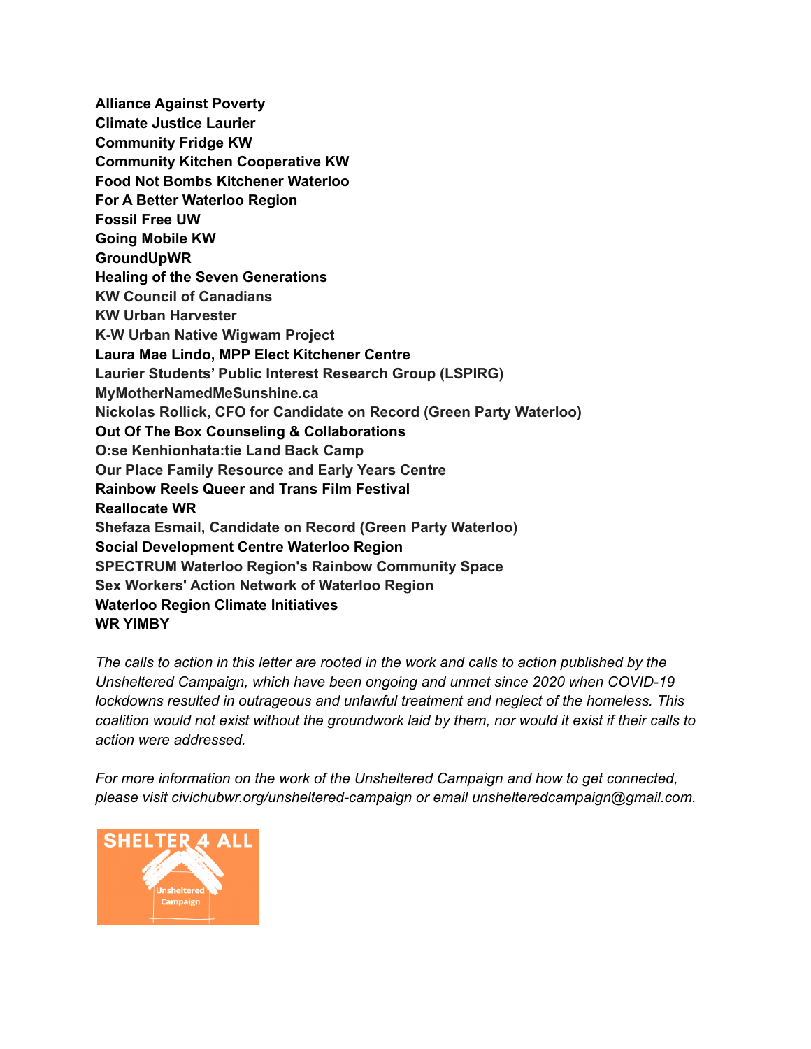**Alliance Against Poverty**
**Climate Justice Laurier**
**Community Fridge KW**
**Community Kitchen Cooperative KW**
**Food Not Bombs Kitchener Waterloo**
**For A Better Waterloo Region**
**Fossil Free UW**
**Going Mobile KW**
**GroundUpWR**
**Healing of the Seven Generations**
**KW Council of Canadians**
**KW Urban Harvester**
**K-W Urban Native Wigwam Project**
**Laura Mae Lindo, MPP Elect Kitchener Centre**
**Laurier Students' Public Interest Research Group (LSPIRG)**
**MyMotherNamedMeSunshine.ca**
**Nickolas Rollick, CFO for Candidate on Record (Green Party Waterloo)**
**Out Of The Box Counseling & Collaborations**
**O:se Kenhionhata:tie Land Back Camp**
**Our Place Family Resource and Early Years Centre**
**Rainbow Reels Queer and Trans Film Festival**
**Reallocate WR**
**Shefaza Esmail, Candidate on Record (Green Party Waterloo)**
**Social Development Centre Waterloo Region**
**SPECTRUM Waterloo Region's Rainbow Community Space**
**Sex Workers' Action Network of Waterloo Region**
**Waterloo Region Climate Initiatives**
**WR YIMBY**

*The calls to action in this letter are rooted in the work and calls to action published by the Unsheltered Campaign, which have been ongoing and unmet since 2020 when COVID-19 lockdowns resulted in outrageous and unlawful treatment and neglect of the homeless. This coalition would not exist without the groundwork laid by them, nor would it exist if their calls to action were addressed.*

*For more information on the work of the Unsheltered Campaign and how to get connected, please visit civichubwr.org/unsheltered-campaign or email unshelteredcampaign@gmail.com.*

SHELTER 4 ALL
Unsheltered Campaign